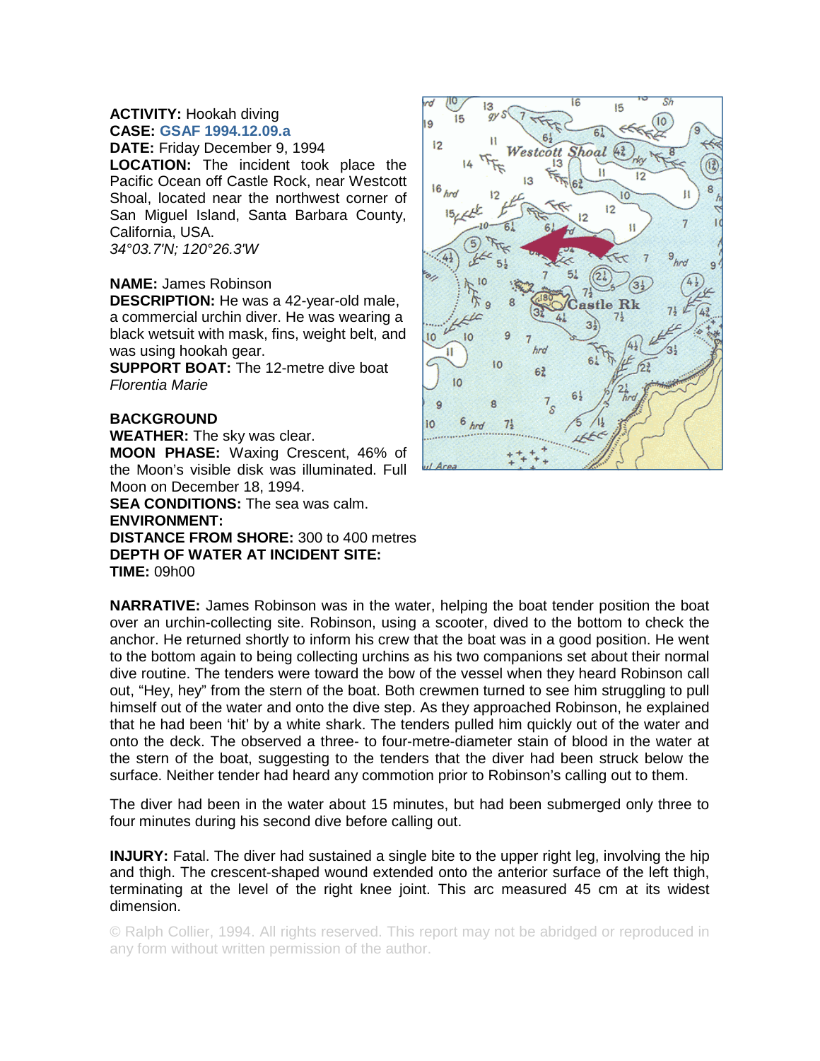**ACTIVITY:** Hookah diving
**CASE:** GSAF 1994.12.09.a
**DATE:** Friday December 9, 1994
**LOCATION:** The incident took place the Pacific Ocean off Castle Rock, near Westcott Shoal, located near the northwest corner of San Miguel Island, Santa Barbara County, California, USA.
*34°03.7'N; 120°26.3'W*

**NAME:** James Robinson
**DESCRIPTION:** He was a 42-year-old male, a commercial urchin diver. He was wearing a black wetsuit with mask, fins, weight belt, and was using hookah gear.
**SUPPORT BOAT:** The 12-metre dive boat *Florentia Marie*

**BACKGROUND**
**WEATHER:** The sky was clear.
**MOON PHASE:** Waxing Crescent, 46% of the Moon's visible disk was illuminated. Full Moon on December 18, 1994.
**SEA CONDITIONS:** The sea was calm.
**ENVIRONMENT:**
**DISTANCE FROM SHORE:** 300 to 400 metres
**DEPTH OF WATER AT INCIDENT SITE:**
**TIME:** 09h00

**NARRATIVE:** James Robinson was in the water, helping the boat tender position the boat over an urchin-collecting site. Robinson, using a scooter, dived to the bottom to check the anchor. He returned shortly to inform his crew that the boat was in a good position. He went to the bottom again to being collecting urchins as his two companions set about their normal dive routine. The tenders were toward the bow of the vessel when they heard Robinson call out, "Hey, hey" from the stern of the boat. Both crewmen turned to see him struggling to pull himself out of the water and onto the dive step. As they approached Robinson, he explained that he had been 'hit' by a white shark. The tenders pulled him quickly out of the water and onto the deck. The observed a three- to four-metre-diameter stain of blood in the water at the stern of the boat, suggesting to the tenders that the diver had been struck below the surface. Neither tender had heard any commotion prior to Robinson's calling out to them.

The diver had been in the water about 15 minutes, but had been submerged only three to four minutes during his second dive before calling out.

**INJURY:** Fatal. The diver had sustained a single bite to the upper right leg, involving the hip and thigh. The crescent-shaped wound extended onto the anterior surface of the left thigh, terminating at the level of the right knee joint. This arc measured 45 cm at its widest dimension.

© Ralph Collier, 1994. All rights reserved. This report may not be abridged or reproduced in any form without written permission of the author.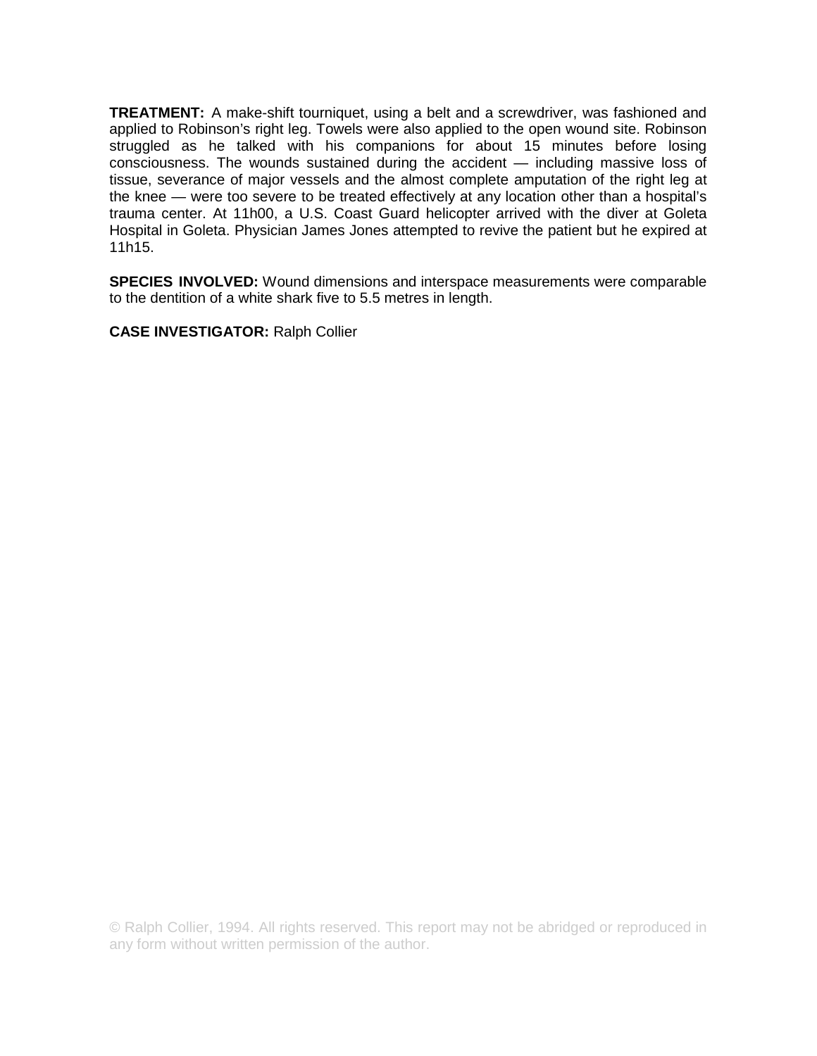**TREATMENT:** A make-shift tourniquet, using a belt and a screwdriver, was fashioned and applied to Robinson's right leg. Towels were also applied to the open wound site. Robinson struggled as he talked with his companions for about 15 minutes before losing consciousness. The wounds sustained during the accident — including massive loss of tissue, severance of major vessels and the almost complete amputation of the right leg at the knee — were too severe to be treated effectively at any location other than a hospital's trauma center. At 11h00, a U.S. Coast Guard helicopter arrived with the diver at Goleta Hospital in Goleta. Physician James Jones attempted to revive the patient but he expired at 11h15.

**SPECIES INVOLVED:** Wound dimensions and interspace measurements were comparable to the dentition of a white shark five to 5.5 metres in length.

**CASE INVESTIGATOR:** Ralph Collier

© Ralph Collier, 1994. All rights reserved. This report may not be abridged or reproduced in any form without written permission of the author.